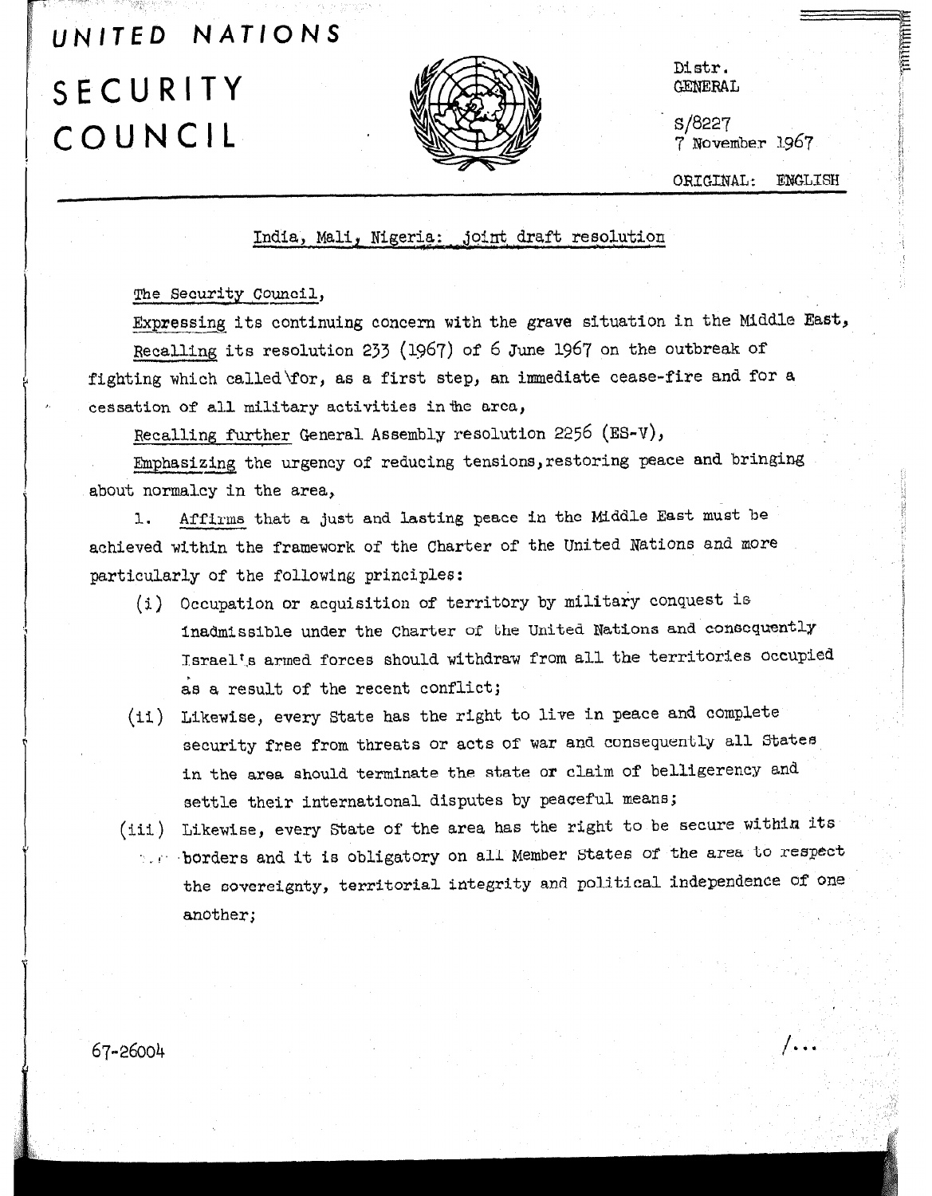# UNITED NATIONS

# SECURITY COUNCIL

Distr.
GENERAL

S/8227
7 November 1967

ORIGINAL: ENGLISH

## India, Mali, Nigeria: joint draft resolution

The Security Council,

Expressing its continuing concern with the grave situation in the Middle East,

Recalling its resolution 233 (1967) of 6 June 1967 on the outbreak of fighting which called for, as a first step, an immediate cease-fire and for a cessation of all military activities in the area,

Recalling further General Assembly resolution 2256 (ES-V),

Emphasizing the urgency of reducing tensions, restoring peace and bringing about normalcy in the area,

1. Affirms that a just and lasting peace in the Middle East must be achieved within the framework of the Charter of the United Nations and more particularly of the following principles:

   (i) Occupation or acquisition of territory by military conquest is inadmissible under the Charter of the United Nations and consequently Israel's armed forces should withdraw from all the territories occupied as a result of the recent conflict;

   (ii) Likewise, every State has the right to live in peace and complete security free from threats or acts of war and consequently all States in the area should terminate the state or claim of belligerency and settle their international disputes by peaceful means;

   (iii) Likewise, every State of the area has the right to be secure within its borders and it is obligatory on all Member States of the area to respect the sovereignty, territorial integrity and political independence of one another;

67-26004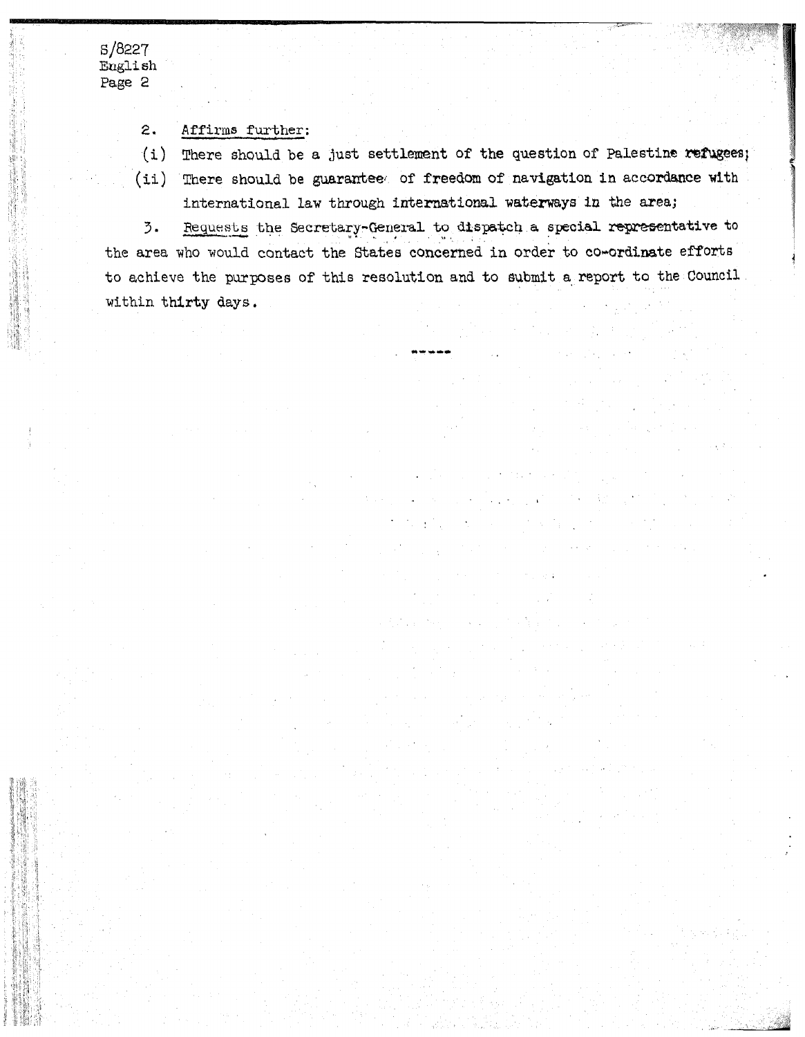2. Affirms further:

(i) There should be a just settlement of the question of Palestine refugees;

(ii) There should be guarantee of freedom of navigation in accordance with international law through international waterways in the area;

3. Requests the Secretary-General to dispatch a special representative to the area who would contact the States concerned in order to co-ordinate efforts to achieve the purposes of this resolution and to submit a report to the Council within thirty days.

-----